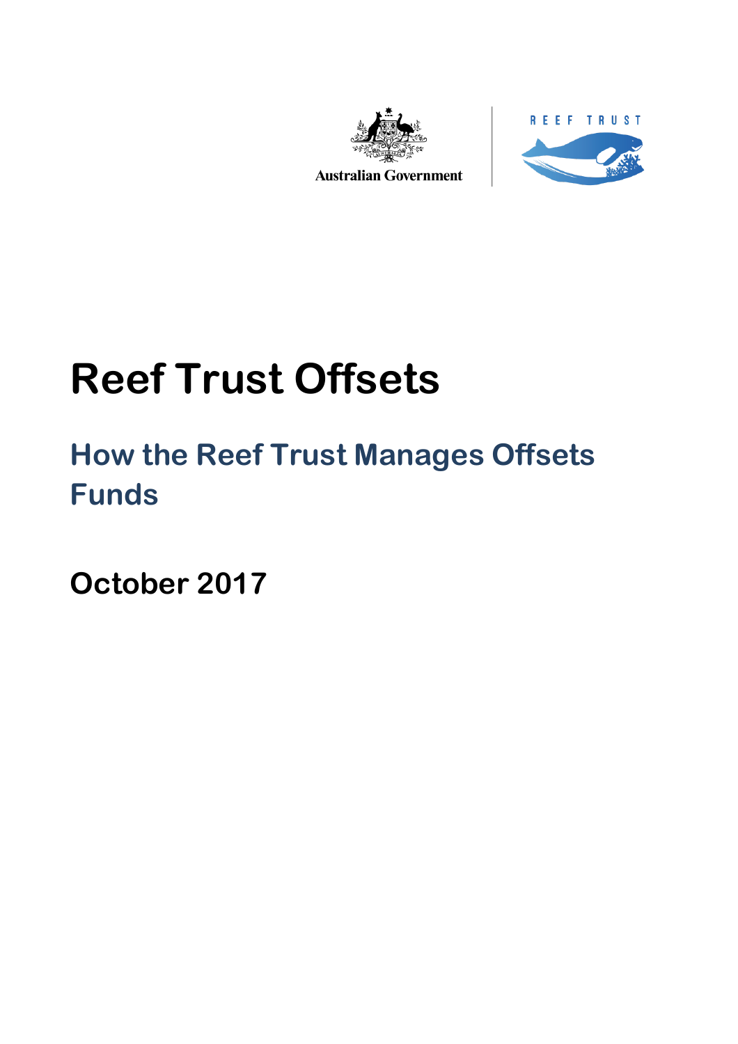Australian Government

REEF TRUST

# Reef Trust Offsets

## How the Reef Trust Manages Offsets Funds

**October 2017**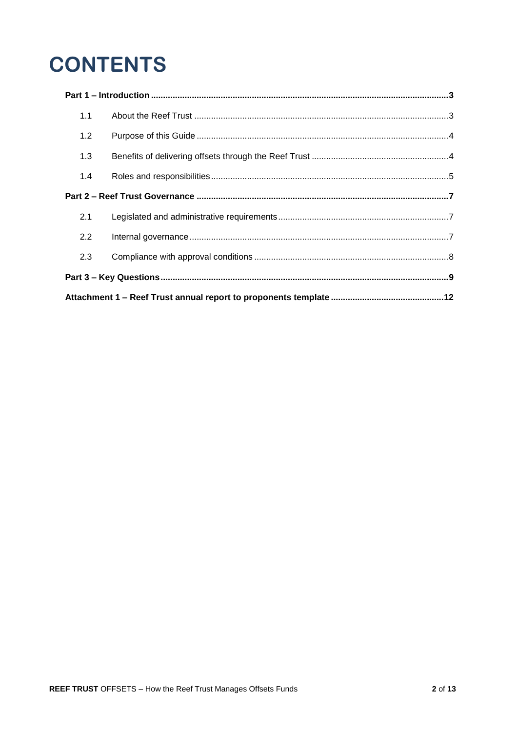# CONTENTS

| | | |
|---|---|---|
| **Part 1 – Introduction** | | **3** |
| 1.1 | About the Reef Trust | 3 |
| 1.2 | Purpose of this Guide | 4 |
| 1.3 | Benefits of delivering offsets through the Reef Trust | 4 |
| 1.4 | Roles and responsibilities | 5 |
| **Part 2 – Reef Trust Governance** | | **7** |
| 2.1 | Legislated and administrative requirements | 7 |
| 2.2 | Internal governance | 7 |
| 2.3 | Compliance with approval conditions | 8 |
| **Part 3 – Key Questions** | | **9** |
| **Attachment 1 – Reef Trust annual report to proponents template** | | **12** |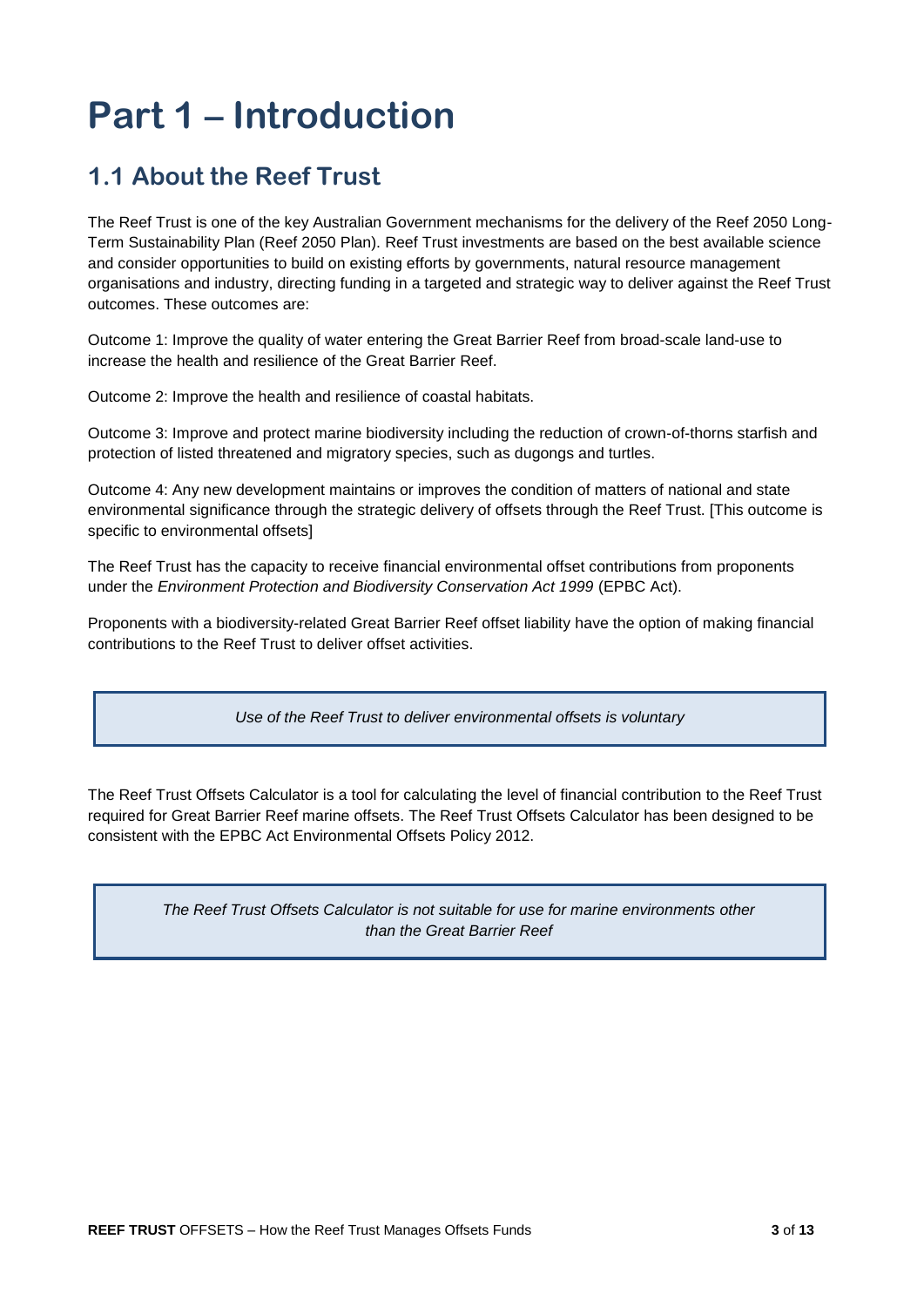# Part 1 – Introduction

## 1.1 About the Reef Trust

The Reef Trust is one of the key Australian Government mechanisms for the delivery of the Reef 2050 Long-Term Sustainability Plan (Reef 2050 Plan). Reef Trust investments are based on the best available science and consider opportunities to build on existing efforts by governments, natural resource management organisations and industry, directing funding in a targeted and strategic way to deliver against the Reef Trust outcomes. These outcomes are:

Outcome 1: Improve the quality of water entering the Great Barrier Reef from broad-scale land-use to increase the health and resilience of the Great Barrier Reef.

Outcome 2: Improve the health and resilience of coastal habitats.

Outcome 3: Improve and protect marine biodiversity including the reduction of crown-of-thorns starfish and protection of listed threatened and migratory species, such as dugongs and turtles.

Outcome 4: Any new development maintains or improves the condition of matters of national and state environmental significance through the strategic delivery of offsets through the Reef Trust. [This outcome is specific to environmental offsets]

The Reef Trust has the capacity to receive financial environmental offset contributions from proponents under the *Environment Protection and Biodiversity Conservation Act 1999* (EPBC Act).

Proponents with a biodiversity-related Great Barrier Reef offset liability have the option of making financial contributions to the Reef Trust to deliver offset activities.

*Use of the Reef Trust to deliver environmental offsets is voluntary*

The Reef Trust Offsets Calculator is a tool for calculating the level of financial contribution to the Reef Trust required for Great Barrier Reef marine offsets. The Reef Trust Offsets Calculator has been designed to be consistent with the EPBC Act Environmental Offsets Policy 2012.

*The Reef Trust Offsets Calculator is not suitable for use for marine environments other than the Great Barrier Reef*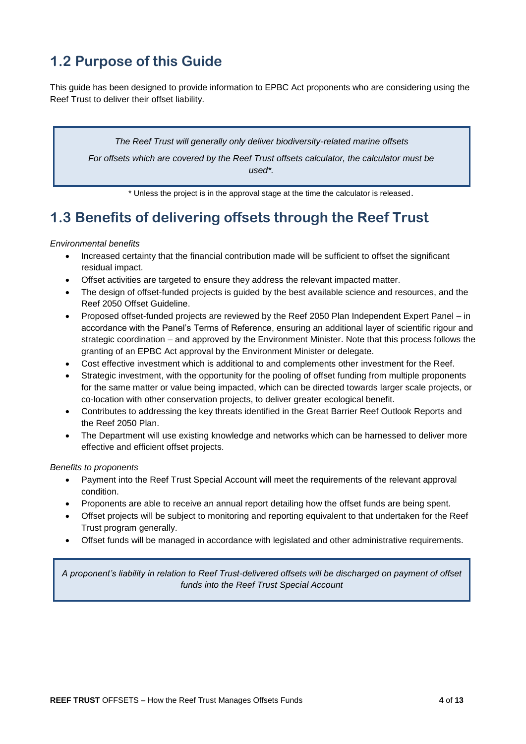## 1.2 Purpose of this Guide

This guide has been designed to provide information to EPBC Act proponents who are considering using the Reef Trust to deliver their offset liability.

> *The Reef Trust will generally only deliver biodiversity-related marine offsets*
>
> *For offsets which are covered by the Reef Trust offsets calculator, the calculator must be used\*.*

\* Unless the project is in the approval stage at the time the calculator is released.

## 1.3 Benefits of delivering offsets through the Reef Trust

*Environmental benefits*

- Increased certainty that the financial contribution made will be sufficient to offset the significant residual impact.
- Offset activities are targeted to ensure they address the relevant impacted matter.
- The design of offset-funded projects is guided by the best available science and resources, and the Reef 2050 Offset Guideline.
- Proposed offset-funded projects are reviewed by the Reef 2050 Plan Independent Expert Panel – in accordance with the Panel's Terms of Reference, ensuring an additional layer of scientific rigour and strategic coordination – and approved by the Environment Minister. Note that this process follows the granting of an EPBC Act approval by the Environment Minister or delegate.
- Cost effective investment which is additional to and complements other investment for the Reef.
- Strategic investment, with the opportunity for the pooling of offset funding from multiple proponents for the same matter or value being impacted, which can be directed towards larger scale projects, or co-location with other conservation projects, to deliver greater ecological benefit.
- Contributes to addressing the key threats identified in the Great Barrier Reef Outlook Reports and the Reef 2050 Plan.
- The Department will use existing knowledge and networks which can be harnessed to deliver more effective and efficient offset projects.

*Benefits to proponents*

- Payment into the Reef Trust Special Account will meet the requirements of the relevant approval condition.
- Proponents are able to receive an annual report detailing how the offset funds are being spent.
- Offset projects will be subject to monitoring and reporting equivalent to that undertaken for the Reef Trust program generally.
- Offset funds will be managed in accordance with legislated and other administrative requirements.

> *A proponent's liability in relation to Reef Trust-delivered offsets will be discharged on payment of offset funds into the Reef Trust Special Account*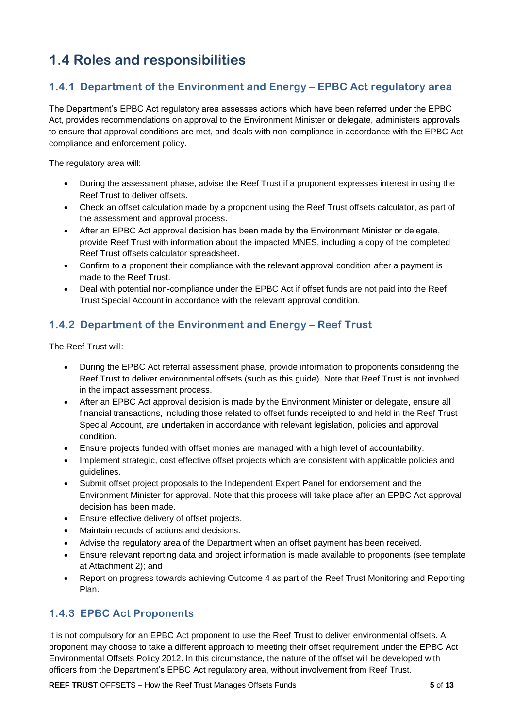## 1.4 Roles and responsibilities

### 1.4.1 Department of the Environment and Energy – EPBC Act regulatory area

The Department's EPBC Act regulatory area assesses actions which have been referred under the EPBC Act, provides recommendations on approval to the Environment Minister or delegate, administers approvals to ensure that approval conditions are met, and deals with non-compliance in accordance with the EPBC Act compliance and enforcement policy.

The regulatory area will:

- During the assessment phase, advise the Reef Trust if a proponent expresses interest in using the Reef Trust to deliver offsets.
- Check an offset calculation made by a proponent using the Reef Trust offsets calculator, as part of the assessment and approval process.
- After an EPBC Act approval decision has been made by the Environment Minister or delegate, provide Reef Trust with information about the impacted MNES, including a copy of the completed Reef Trust offsets calculator spreadsheet.
- Confirm to a proponent their compliance with the relevant approval condition after a payment is made to the Reef Trust.
- Deal with potential non-compliance under the EPBC Act if offset funds are not paid into the Reef Trust Special Account in accordance with the relevant approval condition.

### 1.4.2 Department of the Environment and Energy – Reef Trust

The Reef Trust will:

- During the EPBC Act referral assessment phase, provide information to proponents considering the Reef Trust to deliver environmental offsets (such as this guide). Note that Reef Trust is not involved in the impact assessment process.
- After an EPBC Act approval decision is made by the Environment Minister or delegate, ensure all financial transactions, including those related to offset funds receipted to and held in the Reef Trust Special Account, are undertaken in accordance with relevant legislation, policies and approval condition.
- Ensure projects funded with offset monies are managed with a high level of accountability.
- Implement strategic, cost effective offset projects which are consistent with applicable policies and guidelines.
- Submit offset project proposals to the Independent Expert Panel for endorsement and the Environment Minister for approval. Note that this process will take place after an EPBC Act approval decision has been made.
- Ensure effective delivery of offset projects.
- Maintain records of actions and decisions.
- Advise the regulatory area of the Department when an offset payment has been received.
- Ensure relevant reporting data and project information is made available to proponents (see template at Attachment 2); and
- Report on progress towards achieving Outcome 4 as part of the Reef Trust Monitoring and Reporting Plan.

### 1.4.3 EPBC Act Proponents

It is not compulsory for an EPBC Act proponent to use the Reef Trust to deliver environmental offsets. A proponent may choose to take a different approach to meeting their offset requirement under the EPBC Act Environmental Offsets Policy 2012. In this circumstance, the nature of the offset will be developed with officers from the Department's EPBC Act regulatory area, without involvement from Reef Trust.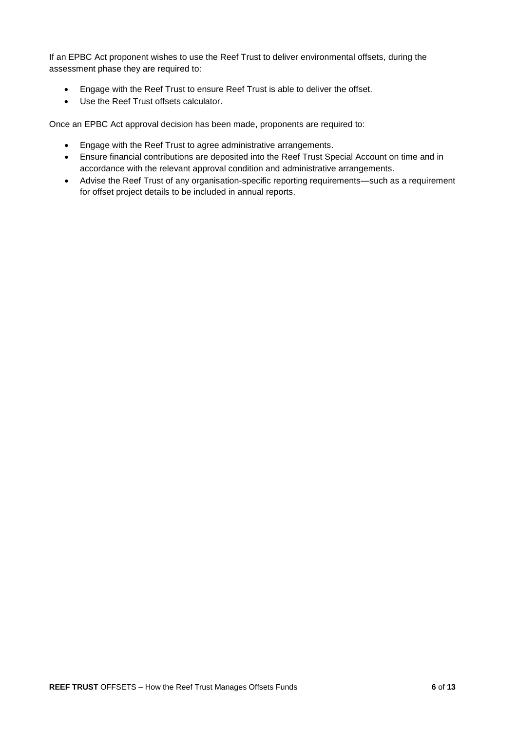If an EPBC Act proponent wishes to use the Reef Trust to deliver environmental offsets, during the assessment phase they are required to:

- Engage with the Reef Trust to ensure Reef Trust is able to deliver the offset.
- Use the Reef Trust offsets calculator.

Once an EPBC Act approval decision has been made, proponents are required to:

- Engage with the Reef Trust to agree administrative arrangements.
- Ensure financial contributions are deposited into the Reef Trust Special Account on time and in accordance with the relevant approval condition and administrative arrangements.
- Advise the Reef Trust of any organisation-specific reporting requirements—such as a requirement for offset project details to be included in annual reports.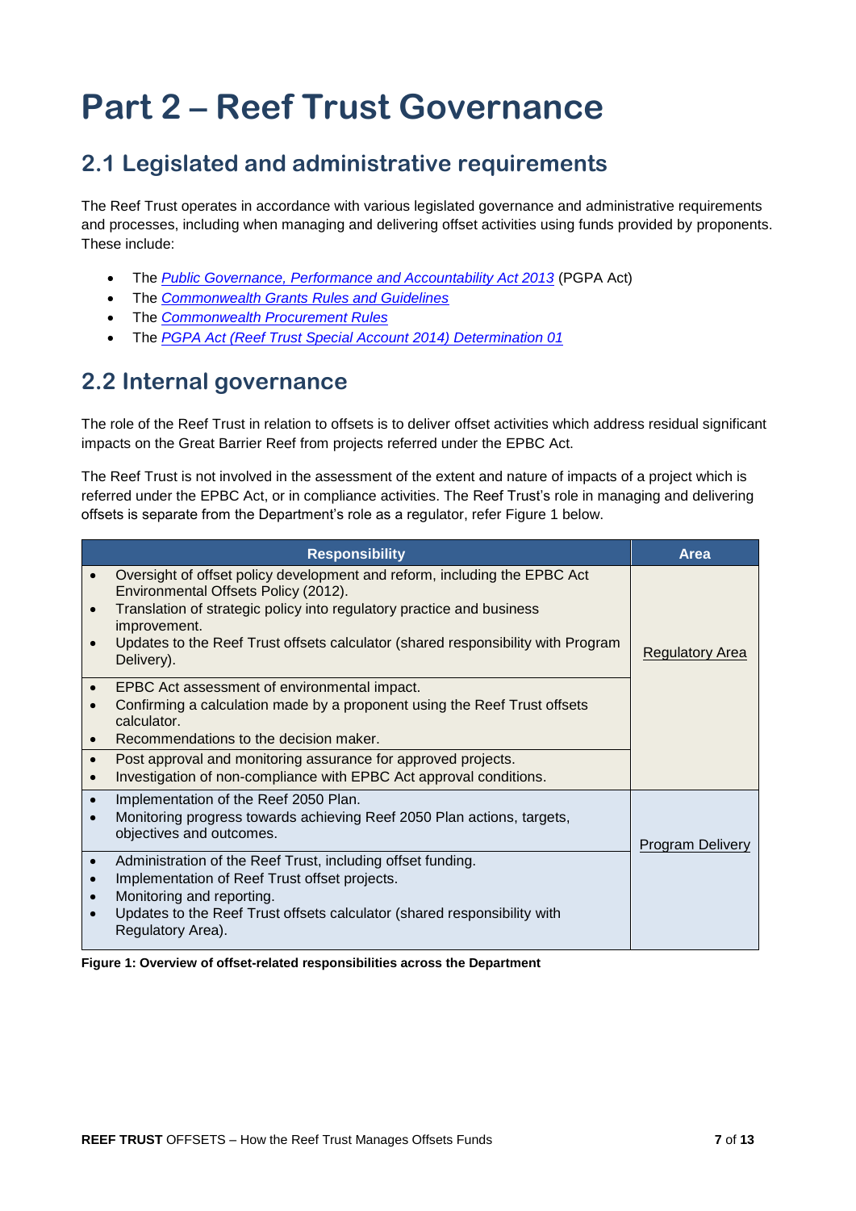# Part 2 – Reef Trust Governance

## 2.1 Legislated and administrative requirements

The Reef Trust operates in accordance with various legislated governance and administrative requirements and processes, including when managing and delivering offset activities using funds provided by proponents. These include:

- The *Public Governance, Performance and Accountability Act 2013* (PGPA Act)
- The *Commonwealth Grants Rules and Guidelines*
- The *Commonwealth Procurement Rules*
- The *PGPA Act (Reef Trust Special Account 2014) Determination 01*

## 2.2 Internal governance

The role of the Reef Trust in relation to offsets is to deliver offset activities which address residual significant impacts on the Great Barrier Reef from projects referred under the EPBC Act.

The Reef Trust is not involved in the assessment of the extent and nature of impacts of a project which is referred under the EPBC Act, or in compliance activities. The Reef Trust's role in managing and delivering offsets is separate from the Department's role as a regulator, refer Figure 1 below.

| Responsibility | Area |
|---|---|
| • Oversight of offset policy development and reform, including the EPBC Act Environmental Offsets Policy (2012).<br>• Translation of strategic policy into regulatory practice and business improvement.<br>• Updates to the Reef Trust offsets calculator (shared responsibility with Program Delivery). | Regulatory Area |
| • EPBC Act assessment of environmental impact.<br>• Confirming a calculation made by a proponent using the Reef Trust offsets calculator.<br>• Recommendations to the decision maker. | |
| • Post approval and monitoring assurance for approved projects.<br>• Investigation of non-compliance with EPBC Act approval conditions. | |
| • Implementation of the Reef 2050 Plan.<br>• Monitoring progress towards achieving Reef 2050 Plan actions, targets, objectives and outcomes. | Program Delivery |
| • Administration of the Reef Trust, including offset funding.<br>• Implementation of Reef Trust offset projects.<br>• Monitoring and reporting.<br>• Updates to the Reef Trust offsets calculator (shared responsibility with Regulatory Area). | |

**Figure 1: Overview of offset-related responsibilities across the Department**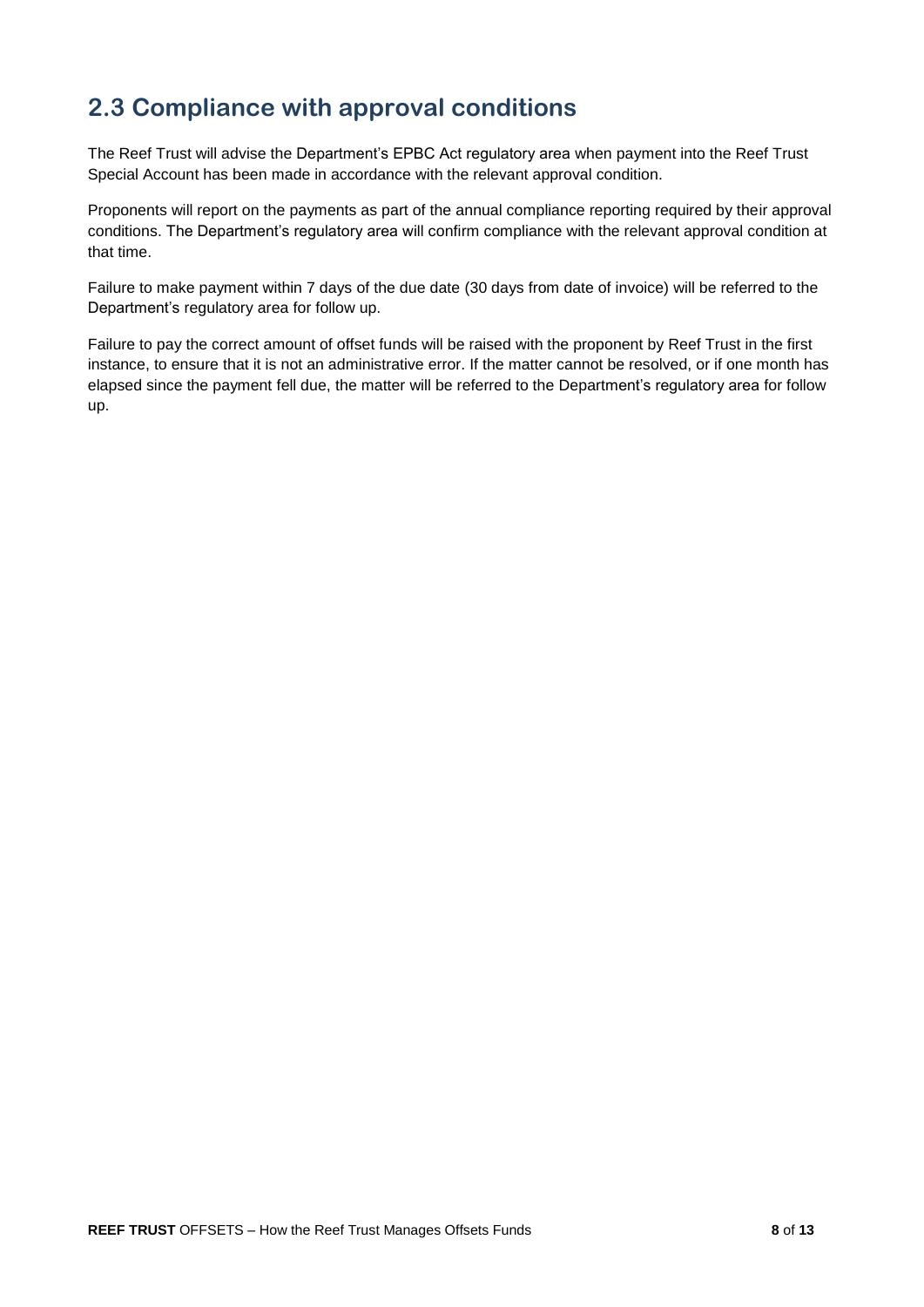## 2.3 Compliance with approval conditions

The Reef Trust will advise the Department's EPBC Act regulatory area when payment into the Reef Trust Special Account has been made in accordance with the relevant approval condition.

Proponents will report on the payments as part of the annual compliance reporting required by their approval conditions. The Department's regulatory area will confirm compliance with the relevant approval condition at that time.

Failure to make payment within 7 days of the due date (30 days from date of invoice) will be referred to the Department's regulatory area for follow up.

Failure to pay the correct amount of offset funds will be raised with the proponent by Reef Trust in the first instance, to ensure that it is not an administrative error. If the matter cannot be resolved, or if one month has elapsed since the payment fell due, the matter will be referred to the Department's regulatory area for follow up.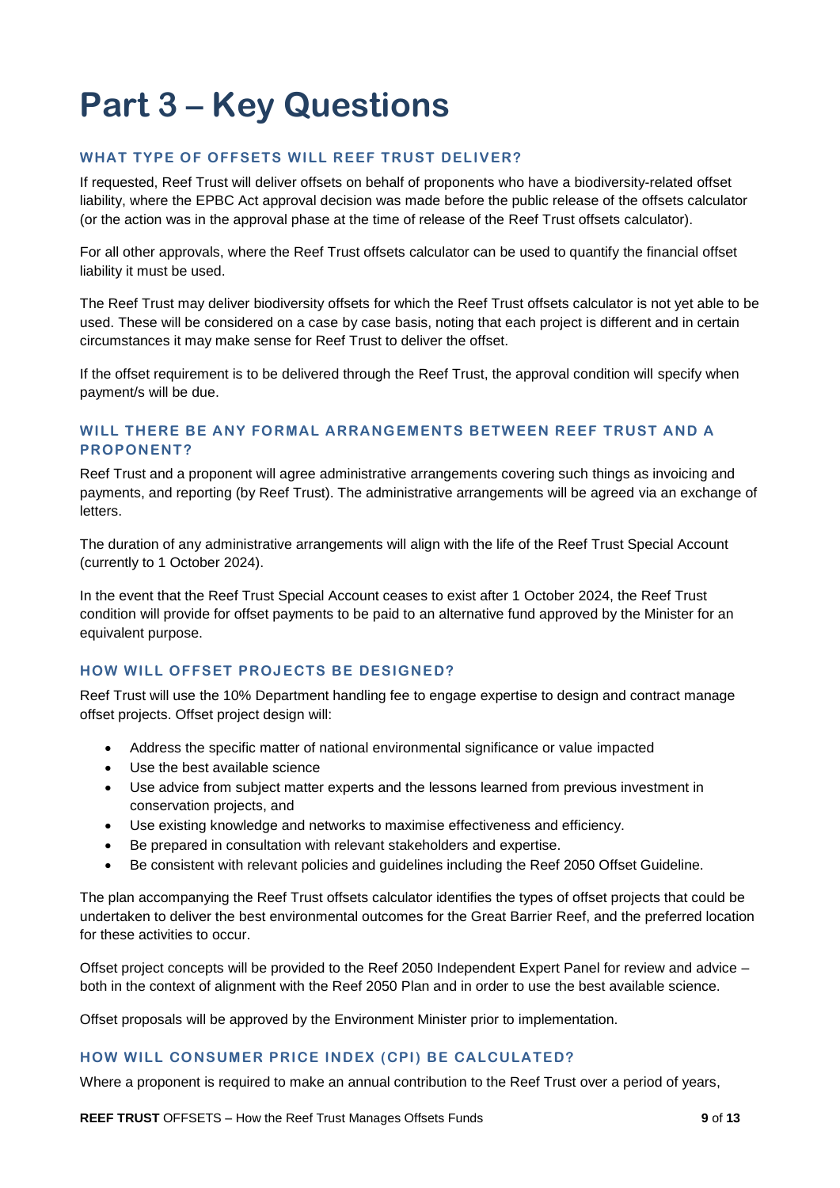# Part 3 – Key Questions

### WHAT TYPE OF OFFSETS WILL REEF TRUST DELIVER?

If requested, Reef Trust will deliver offsets on behalf of proponents who have a biodiversity-related offset liability, where the EPBC Act approval decision was made before the public release of the offsets calculator (or the action was in the approval phase at the time of release of the Reef Trust offsets calculator).

For all other approvals, where the Reef Trust offsets calculator can be used to quantify the financial offset liability it must be used.

The Reef Trust may deliver biodiversity offsets for which the Reef Trust offsets calculator is not yet able to be used. These will be considered on a case by case basis, noting that each project is different and in certain circumstances it may make sense for Reef Trust to deliver the offset.

If the offset requirement is to be delivered through the Reef Trust, the approval condition will specify when payment/s will be due.

### WILL THERE BE ANY FORMAL ARRANGEMENTS BETWEEN REEF TRUST AND A PROPONENT?

Reef Trust and a proponent will agree administrative arrangements covering such things as invoicing and payments, and reporting (by Reef Trust). The administrative arrangements will be agreed via an exchange of letters.

The duration of any administrative arrangements will align with the life of the Reef Trust Special Account (currently to 1 October 2024).

In the event that the Reef Trust Special Account ceases to exist after 1 October 2024, the Reef Trust condition will provide for offset payments to be paid to an alternative fund approved by the Minister for an equivalent purpose.

### HOW WILL OFFSET PROJECTS BE DESIGNED?

Reef Trust will use the 10% Department handling fee to engage expertise to design and contract manage offset projects. Offset project design will:

- Address the specific matter of national environmental significance or value impacted
- Use the best available science
- Use advice from subject matter experts and the lessons learned from previous investment in conservation projects, and
- Use existing knowledge and networks to maximise effectiveness and efficiency.
- Be prepared in consultation with relevant stakeholders and expertise.
- Be consistent with relevant policies and guidelines including the Reef 2050 Offset Guideline.

The plan accompanying the Reef Trust offsets calculator identifies the types of offset projects that could be undertaken to deliver the best environmental outcomes for the Great Barrier Reef, and the preferred location for these activities to occur.

Offset project concepts will be provided to the Reef 2050 Independent Expert Panel for review and advice – both in the context of alignment with the Reef 2050 Plan and in order to use the best available science.

Offset proposals will be approved by the Environment Minister prior to implementation.

### HOW WILL CONSUMER PRICE INDEX (CPI) BE CALCULATED?

Where a proponent is required to make an annual contribution to the Reef Trust over a period of years,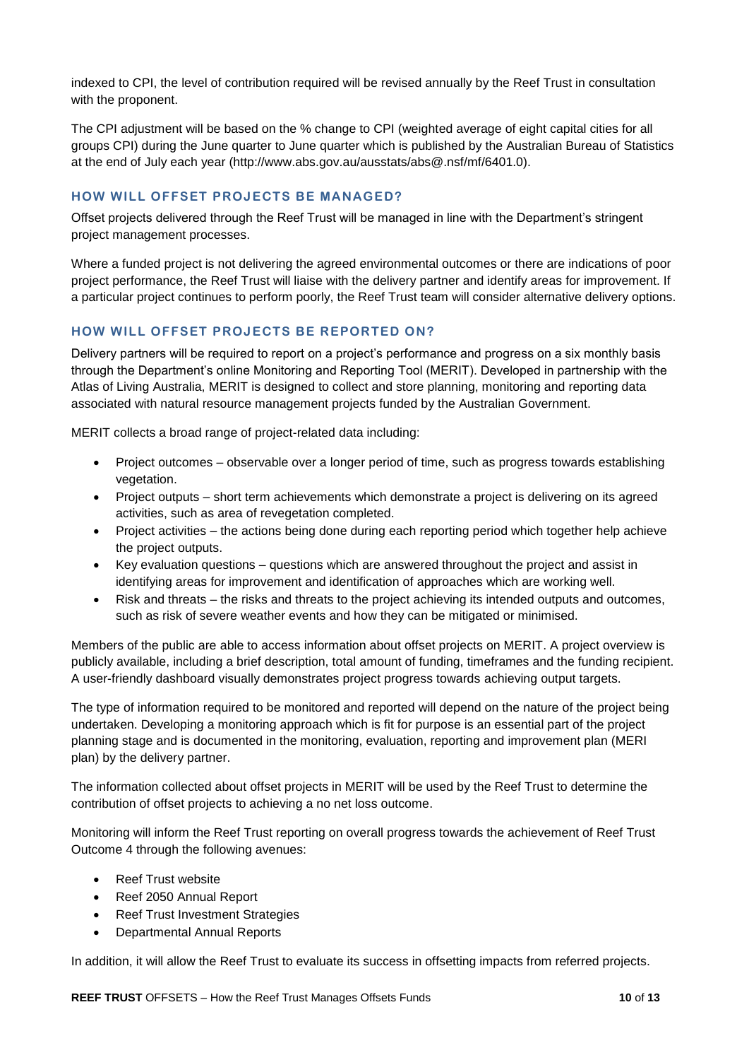indexed to CPI, the level of contribution required will be revised annually by the Reef Trust in consultation with the proponent.

The CPI adjustment will be based on the % change to CPI (weighted average of eight capital cities for all groups CPI) during the June quarter to June quarter which is published by the Australian Bureau of Statistics at the end of July each year (http://www.abs.gov.au/ausstats/abs@.nsf/mf/6401.0).

### HOW WILL OFFSET PROJECTS BE MANAGED?

Offset projects delivered through the Reef Trust will be managed in line with the Department's stringent project management processes.

Where a funded project is not delivering the agreed environmental outcomes or there are indications of poor project performance, the Reef Trust will liaise with the delivery partner and identify areas for improvement. If a particular project continues to perform poorly, the Reef Trust team will consider alternative delivery options.

### HOW WILL OFFSET PROJECTS BE REPORTED ON?

Delivery partners will be required to report on a project's performance and progress on a six monthly basis through the Department's online Monitoring and Reporting Tool (MERIT). Developed in partnership with the Atlas of Living Australia, MERIT is designed to collect and store planning, monitoring and reporting data associated with natural resource management projects funded by the Australian Government.

MERIT collects a broad range of project-related data including:

- Project outcomes – observable over a longer period of time, such as progress towards establishing vegetation.
- Project outputs – short term achievements which demonstrate a project is delivering on its agreed activities, such as area of revegetation completed.
- Project activities – the actions being done during each reporting period which together help achieve the project outputs.
- Key evaluation questions – questions which are answered throughout the project and assist in identifying areas for improvement and identification of approaches which are working well.
- Risk and threats – the risks and threats to the project achieving its intended outputs and outcomes, such as risk of severe weather events and how they can be mitigated or minimised.

Members of the public are able to access information about offset projects on MERIT. A project overview is publicly available, including a brief description, total amount of funding, timeframes and the funding recipient. A user-friendly dashboard visually demonstrates project progress towards achieving output targets.

The type of information required to be monitored and reported will depend on the nature of the project being undertaken. Developing a monitoring approach which is fit for purpose is an essential part of the project planning stage and is documented in the monitoring, evaluation, reporting and improvement plan (MERI plan) by the delivery partner.

The information collected about offset projects in MERIT will be used by the Reef Trust to determine the contribution of offset projects to achieving a no net loss outcome.

Monitoring will inform the Reef Trust reporting on overall progress towards the achievement of Reef Trust Outcome 4 through the following avenues:

- Reef Trust website
- Reef 2050 Annual Report
- Reef Trust Investment Strategies
- Departmental Annual Reports

In addition, it will allow the Reef Trust to evaluate its success in offsetting impacts from referred projects.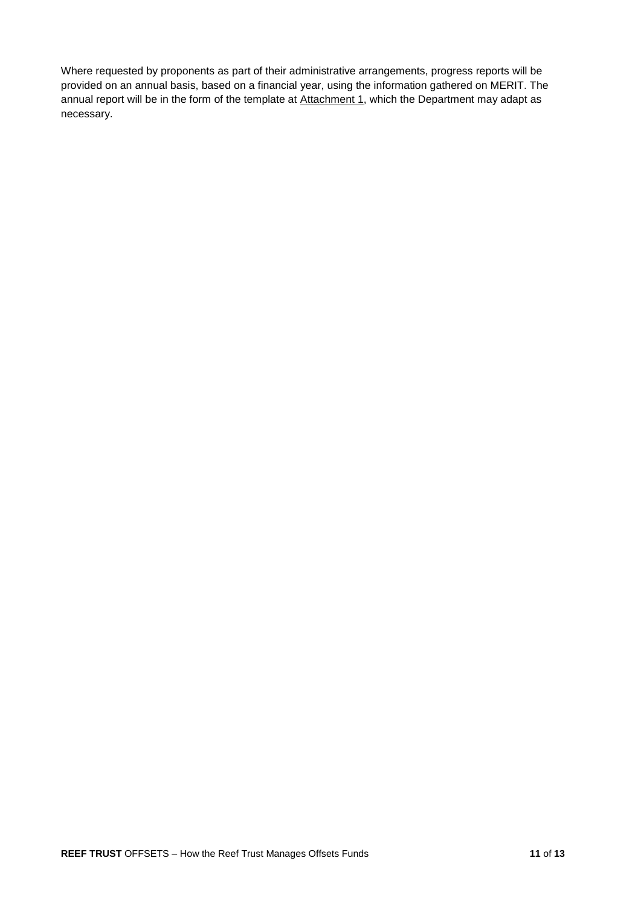Where requested by proponents as part of their administrative arrangements, progress reports will be provided on an annual basis, based on a financial year, using the information gathered on MERIT. The annual report will be in the form of the template at Attachment 1, which the Department may adapt as necessary.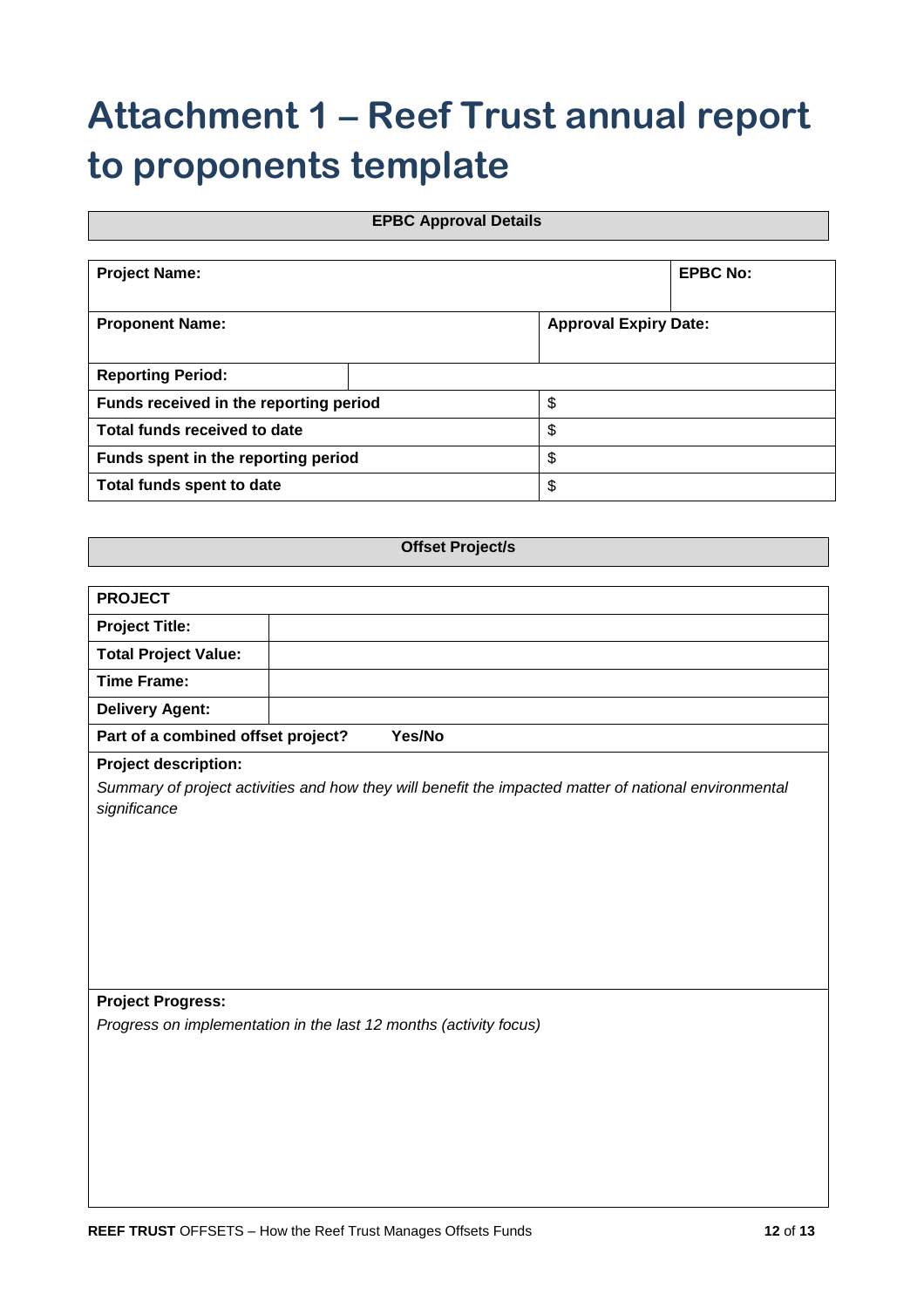# Attachment 1 – Reef Trust annual report to proponents template

| EPBC Approval Details |
|---|

| **Project Name:** | | **EPBC No:** |
|---|---|---|
| **Proponent Name:** | **Approval Expiry Date:** | |
| **Reporting Period:** | | |
| **Funds received in the reporting period** | $ | |
| **Total funds received to date** | $ | |
| **Funds spent in the reporting period** | $ | |
| **Total funds spent to date** | $ | |

| Offset Project/s |
|---|

| **PROJECT** | |
|---|---|
| **Project Title:** | |
| **Total Project Value:** | |
| **Time Frame:** | |
| **Delivery Agent:** | |
| **Part of a combined offset project?** **Yes/No** | |
| **Project description:** *Summary of project activities and how they will benefit the impacted matter of national environmental significance* | |
| **Project Progress:** *Progress on implementation in the last 12 months (activity focus)* | |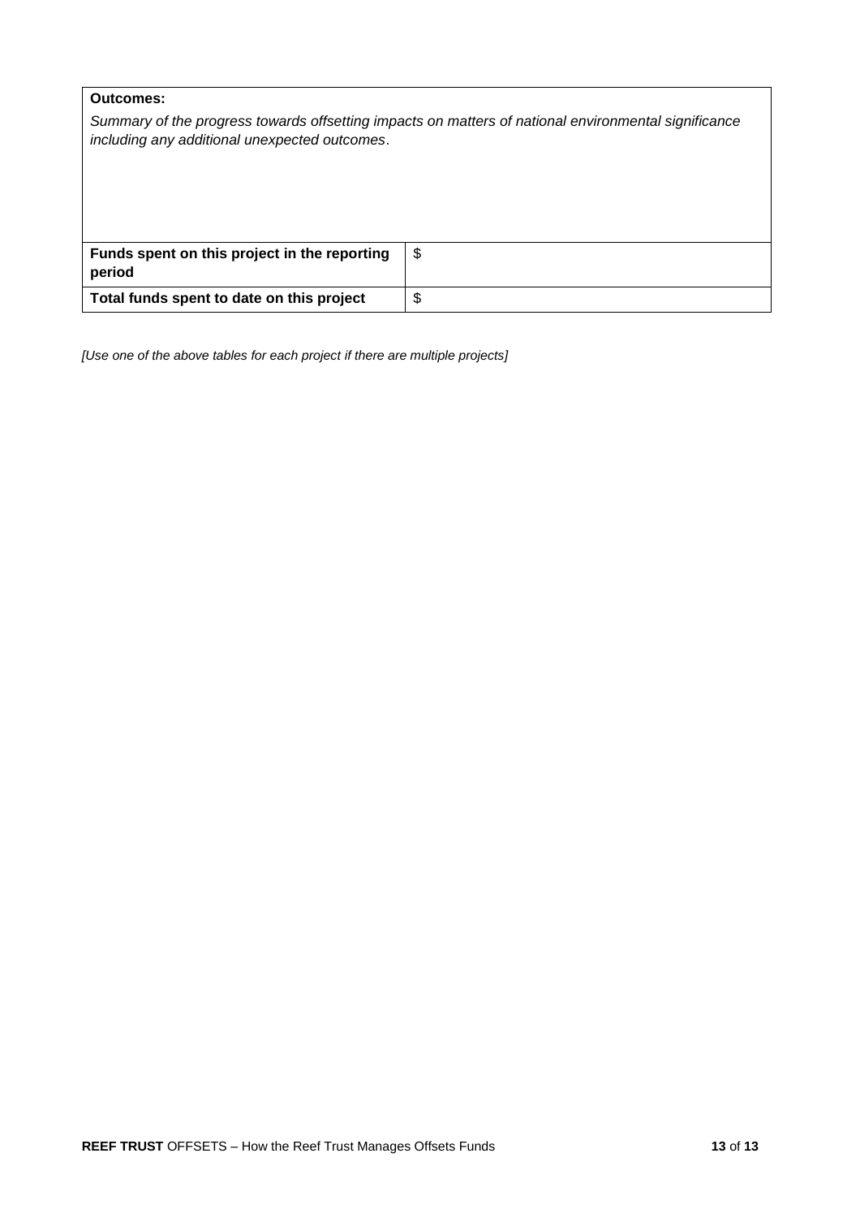| | |
|---|---|
| **Outcomes:**<br>*Summary of the progress towards offsetting impacts on matters of national environmental significance including any additional unexpected outcomes*. | |
| **Funds spent on this project in the reporting period** | $ |
| **Total funds spent to date on this project** | $ |

*[Use one of the above tables for each project if there are multiple projects]*